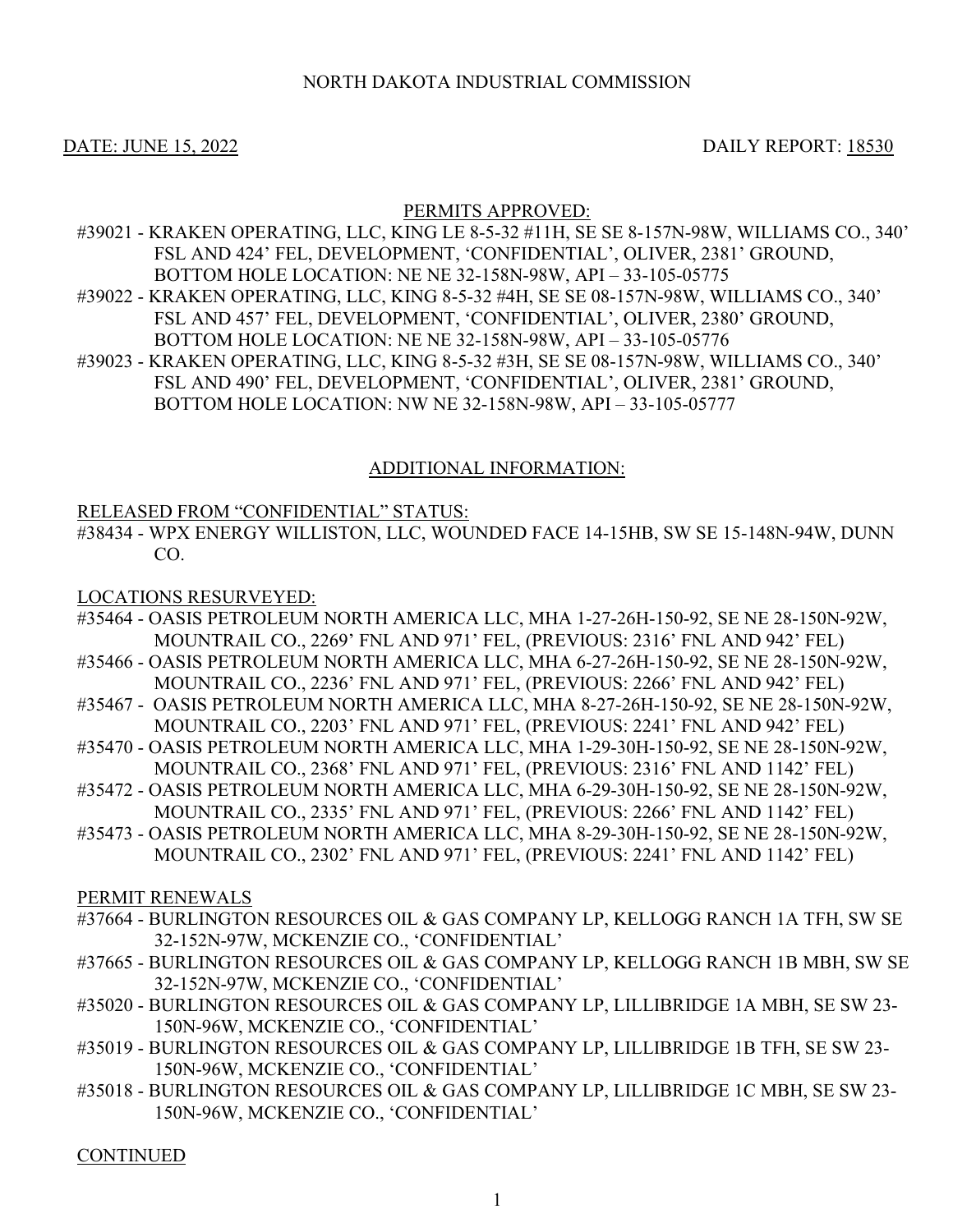NORTH DAKOTA INDUSTRIAL COMMISSION

DATE: JUNE 15, 2022 DAILY REPORT: 18530

PERMITS APPROVED:

#39021 - KRAKEN OPERATING, LLC, KING LE 8-5-32 #11H, SE SE 8-157N-98W, WILLIAMS CO., 340' FSL AND 424' FEL, DEVELOPMENT, 'CONFIDENTIAL', OLIVER, 2381' GROUND, BOTTOM HOLE LOCATION: NE NE 32-158N-98W, API – 33-105-05775

#39022 - KRAKEN OPERATING, LLC, KING 8-5-32 #4H, SE SE 08-157N-98W, WILLIAMS CO., 340' FSL AND 457' FEL, DEVELOPMENT, 'CONFIDENTIAL', OLIVER, 2380' GROUND, BOTTOM HOLE LOCATION: NE NE 32-158N-98W, API – 33-105-05776

#39023 - KRAKEN OPERATING, LLC, KING 8-5-32 #3H, SE SE 08-157N-98W, WILLIAMS CO., 340' FSL AND 490' FEL, DEVELOPMENT, 'CONFIDENTIAL', OLIVER, 2381' GROUND, BOTTOM HOLE LOCATION: NW NE 32-158N-98W, API – 33-105-05777

ADDITIONAL INFORMATION:

RELEASED FROM "CONFIDENTIAL" STATUS:

#38434 - WPX ENERGY WILLISTON, LLC, WOUNDED FACE 14-15HB, SW SE 15-148N-94W, DUNN CO.

LOCATIONS RESURVEYED:

#35464 - OASIS PETROLEUM NORTH AMERICA LLC, MHA 1-27-26H-150-92, SE NE 28-150N-92W, MOUNTRAIL CO., 2269' FNL AND 971' FEL, (PREVIOUS: 2316' FNL AND 942' FEL)

#35466 - OASIS PETROLEUM NORTH AMERICA LLC, MHA 6-27-26H-150-92, SE NE 28-150N-92W, MOUNTRAIL CO., 2236' FNL AND 971' FEL, (PREVIOUS: 2266' FNL AND 942' FEL)

#35467 - OASIS PETROLEUM NORTH AMERICA LLC, MHA 8-27-26H-150-92, SE NE 28-150N-92W, MOUNTRAIL CO., 2203' FNL AND 971' FEL, (PREVIOUS: 2241' FNL AND 942' FEL)

#35470 - OASIS PETROLEUM NORTH AMERICA LLC, MHA 1-29-30H-150-92, SE NE 28-150N-92W, MOUNTRAIL CO., 2368' FNL AND 971' FEL, (PREVIOUS: 2316' FNL AND 1142' FEL)

#35472 - OASIS PETROLEUM NORTH AMERICA LLC, MHA 6-29-30H-150-92, SE NE 28-150N-92W, MOUNTRAIL CO., 2335' FNL AND 971' FEL, (PREVIOUS: 2266' FNL AND 1142' FEL)

#35473 - OASIS PETROLEUM NORTH AMERICA LLC, MHA 8-29-30H-150-92, SE NE 28-150N-92W, MOUNTRAIL CO., 2302' FNL AND 971' FEL, (PREVIOUS: 2241' FNL AND 1142' FEL)

PERMIT RENEWALS

#37664 - BURLINGTON RESOURCES OIL & GAS COMPANY LP, KELLOGG RANCH 1A TFH, SW SE 32-152N-97W, MCKENZIE CO., 'CONFIDENTIAL'

#37665 - BURLINGTON RESOURCES OIL & GAS COMPANY LP, KELLOGG RANCH 1B MBH, SW SE 32-152N-97W, MCKENZIE CO., 'CONFIDENTIAL'

#35020 - BURLINGTON RESOURCES OIL & GAS COMPANY LP, LILLIBRIDGE 1A MBH, SE SW 23-150N-96W, MCKENZIE CO., 'CONFIDENTIAL'

#35019 - BURLINGTON RESOURCES OIL & GAS COMPANY LP, LILLIBRIDGE 1B TFH, SE SW 23-150N-96W, MCKENZIE CO., 'CONFIDENTIAL'

#35018 - BURLINGTON RESOURCES OIL & GAS COMPANY LP, LILLIBRIDGE 1C MBH, SE SW 23-150N-96W, MCKENZIE CO., 'CONFIDENTIAL'

CONTINUED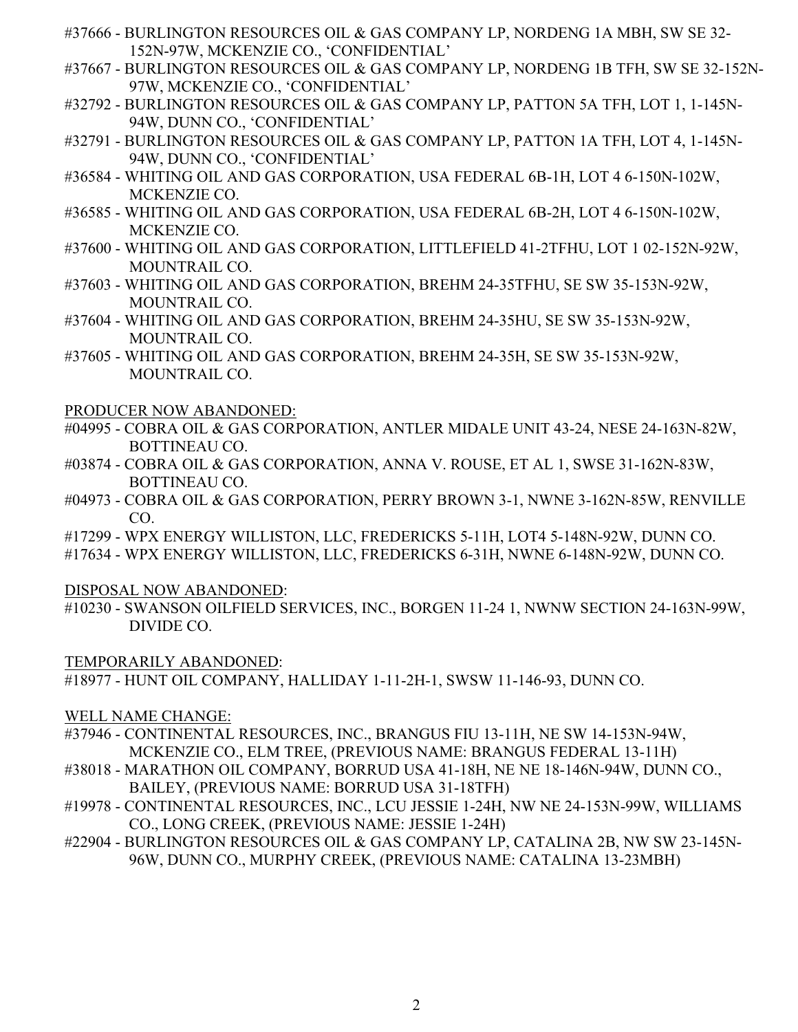#37666 - BURLINGTON RESOURCES OIL & GAS COMPANY LP, NORDENG 1A MBH, SW SE 32-152N-97W, MCKENZIE CO., 'CONFIDENTIAL'

#37667 - BURLINGTON RESOURCES OIL & GAS COMPANY LP, NORDENG 1B TFH, SW SE 32-152N-97W, MCKENZIE CO., 'CONFIDENTIAL'

#32792 - BURLINGTON RESOURCES OIL & GAS COMPANY LP, PATTON 5A TFH, LOT 1, 1-145N-94W, DUNN CO., 'CONFIDENTIAL'

#32791 - BURLINGTON RESOURCES OIL & GAS COMPANY LP, PATTON 1A TFH, LOT 4, 1-145N-94W, DUNN CO., 'CONFIDENTIAL'

#36584 - WHITING OIL AND GAS CORPORATION, USA FEDERAL 6B-1H, LOT 4 6-150N-102W, MCKENZIE CO.

#36585 - WHITING OIL AND GAS CORPORATION, USA FEDERAL 6B-2H, LOT 4 6-150N-102W, MCKENZIE CO.

#37600 - WHITING OIL AND GAS CORPORATION, LITTLEFIELD 41-2TFHU, LOT 1 02-152N-92W, MOUNTRAIL CO.

#37603 - WHITING OIL AND GAS CORPORATION, BREHM 24-35TFHU, SE SW 35-153N-92W, MOUNTRAIL CO.

#37604 - WHITING OIL AND GAS CORPORATION, BREHM 24-35HU, SE SW 35-153N-92W, MOUNTRAIL CO.

#37605 - WHITING OIL AND GAS CORPORATION, BREHM 24-35H, SE SW 35-153N-92W, MOUNTRAIL CO.

<u>PRODUCER NOW ABANDONED:</u>

#04995 - COBRA OIL & GAS CORPORATION, ANTLER MIDALE UNIT 43-24, NESE 24-163N-82W, BOTTINEAU CO.

#03874 - COBRA OIL & GAS CORPORATION, ANNA V. ROUSE, ET AL 1, SWSE 31-162N-83W, BOTTINEAU CO.

#04973 - COBRA OIL & GAS CORPORATION, PERRY BROWN 3-1, NWNE 3-162N-85W, RENVILLE CO.

#17299 - WPX ENERGY WILLISTON, LLC, FREDERICKS 5-11H, LOT4 5-148N-92W, DUNN CO.

#17634 - WPX ENERGY WILLISTON, LLC, FREDERICKS 6-31H, NWNE 6-148N-92W, DUNN CO.

<u>DISPOSAL NOW ABANDONED</u>:

#10230 - SWANSON OILFIELD SERVICES, INC., BORGEN 11-24 1, NWNW SECTION 24-163N-99W, DIVIDE CO.

<u>TEMPORARILY ABANDONED</u>:

#18977 - HUNT OIL COMPANY, HALLIDAY 1-11-2H-1, SWSW 11-146-93, DUNN CO.

<u>WELL NAME CHANGE:</u>

#37946 - CONTINENTAL RESOURCES, INC., BRANGUS FIU 13-11H, NE SW 14-153N-94W, MCKENZIE CO., ELM TREE, (PREVIOUS NAME: BRANGUS FEDERAL 13-11H)

#38018 - MARATHON OIL COMPANY, BORRUD USA 41-18H, NE NE 18-146N-94W, DUNN CO., BAILEY, (PREVIOUS NAME: BORRUD USA 31-18TFH)

#19978 - CONTINENTAL RESOURCES, INC., LCU JESSIE 1-24H, NW NE 24-153N-99W, WILLIAMS CO., LONG CREEK, (PREVIOUS NAME: JESSIE 1-24H)

#22904 - BURLINGTON RESOURCES OIL & GAS COMPANY LP, CATALINA 2B, NW SW 23-145N-96W, DUNN CO., MURPHY CREEK, (PREVIOUS NAME: CATALINA 13-23MBH)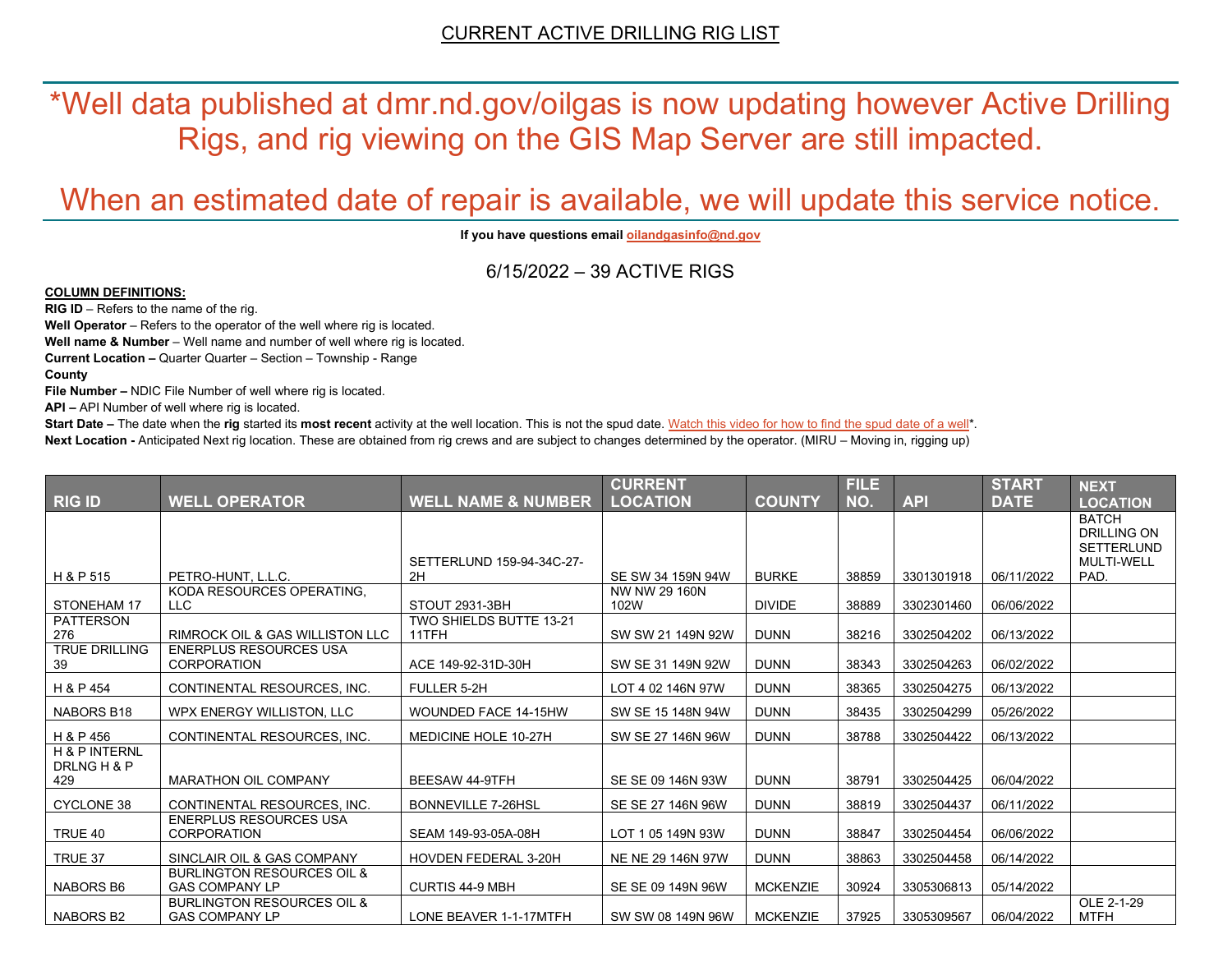## CURRENT ACTIVE DRILLING RIG LIST

# *Well data published at dmr.nd.gov/oilgas is now updating however Active Drilling Rigs, and rig viewing on the GIS Map Server are still impacted.

# When an estimated date of repair is available, we will update this service notice.

**If you have questions email oilandgasinfo@nd.gov**

6/15/2022 – 39 ACTIVE RIGS

**COLUMN DEFINITIONS:**

**RIG ID** – Refers to the name of the rig.

**Well Operator** – Refers to the operator of the well where rig is located.

**Well name & Number** – Well name and number of well where rig is located.

**Current Location –** Quarter Quarter – Section – Township - Range

**County**

**File Number –** NDIC File Number of well where rig is located.

**API –** API Number of well where rig is located.

**Start Date –** The date when the **rig** started its **most recent** activity at the well location. This is not the spud date. Watch this video for how to find the spud date of a well*.

**Next Location -** Anticipated Next rig location. These are obtained from rig crews and are subject to changes determined by the operator. (MIRU – Moving in, rigging up)

| RIG ID | WELL OPERATOR | WELL NAME & NUMBER | CURRENT LOCATION | COUNTY | FILE NO. | API | START DATE | NEXT LOCATION |
|---|---|---|---|---|---|---|---|---|
| H & P 515 | PETRO-HUNT, L.L.C. | SETTERLUND 159-94-34C-27-2H | SE SW 34 159N 94W | BURKE | 38859 | 3301301918 | 06/11/2022 | BATCH DRILLING ON SETTERLUND MULTI-WELL PAD. |
| STONEHAM 17 | KODA RESOURCES OPERATING, LLC | STOUT 2931-3BH | NW NW 29 160N 102W | DIVIDE | 38889 | 3302301460 | 06/06/2022 | |
| PATTERSON 276 | RIMROCK OIL & GAS WILLISTON LLC | TWO SHIELDS BUTTE 13-21 11TFH | SW SW 21 149N 92W | DUNN | 38216 | 3302504202 | 06/13/2022 | |
| TRUE DRILLING 39 | ENERPLUS RESOURCES USA CORPORATION | ACE 149-92-31D-30H | SW SE 31 149N 92W | DUNN | 38343 | 3302504263 | 06/02/2022 | |
| H & P 454 | CONTINENTAL RESOURCES, INC. | FULLER 5-2H | LOT 4 02 146N 97W | DUNN | 38365 | 3302504275 | 06/13/2022 | |
| NABORS B18 | WPX ENERGY WILLISTON, LLC | WOUNDED FACE 14-15HW | SW SE 15 148N 94W | DUNN | 38435 | 3302504299 | 05/26/2022 | |
| H & P 456 | CONTINENTAL RESOURCES, INC. | MEDICINE HOLE 10-27H | SW SE 27 146N 96W | DUNN | 38788 | 3302504422 | 06/13/2022 | |
| H & P INTERNL DRLNG H & P 429 | MARATHON OIL COMPANY | BEESAW 44-9TFH | SE SE 09 146N 93W | DUNN | 38791 | 3302504425 | 06/04/2022 | |
| CYCLONE 38 | CONTINENTAL RESOURCES, INC. | BONNEVILLE 7-26HSL | SE SE 27 146N 96W | DUNN | 38819 | 3302504437 | 06/11/2022 | |
| TRUE 40 | ENERPLUS RESOURCES USA CORPORATION | SEAM 149-93-05A-08H | LOT 1 05 149N 93W | DUNN | 38847 | 3302504454 | 06/06/2022 | |
| TRUE 37 | SINCLAIR OIL & GAS COMPANY | HOVDEN FEDERAL 3-20H | NE NE 29 146N 97W | DUNN | 38863 | 3302504458 | 06/14/2022 | |
| NABORS B6 | BURLINGTON RESOURCES OIL & GAS COMPANY LP | CURTIS 44-9 MBH | SE SE 09 149N 96W | MCKENZIE | 30924 | 3305306813 | 05/14/2022 | |
| NABORS B2 | BURLINGTON RESOURCES OIL & GAS COMPANY LP | LONE BEAVER 1-1-17MTFH | SW SW 08 149N 96W | MCKENZIE | 37925 | 3305309567 | 06/04/2022 | OLE 2-1-29 MTFH |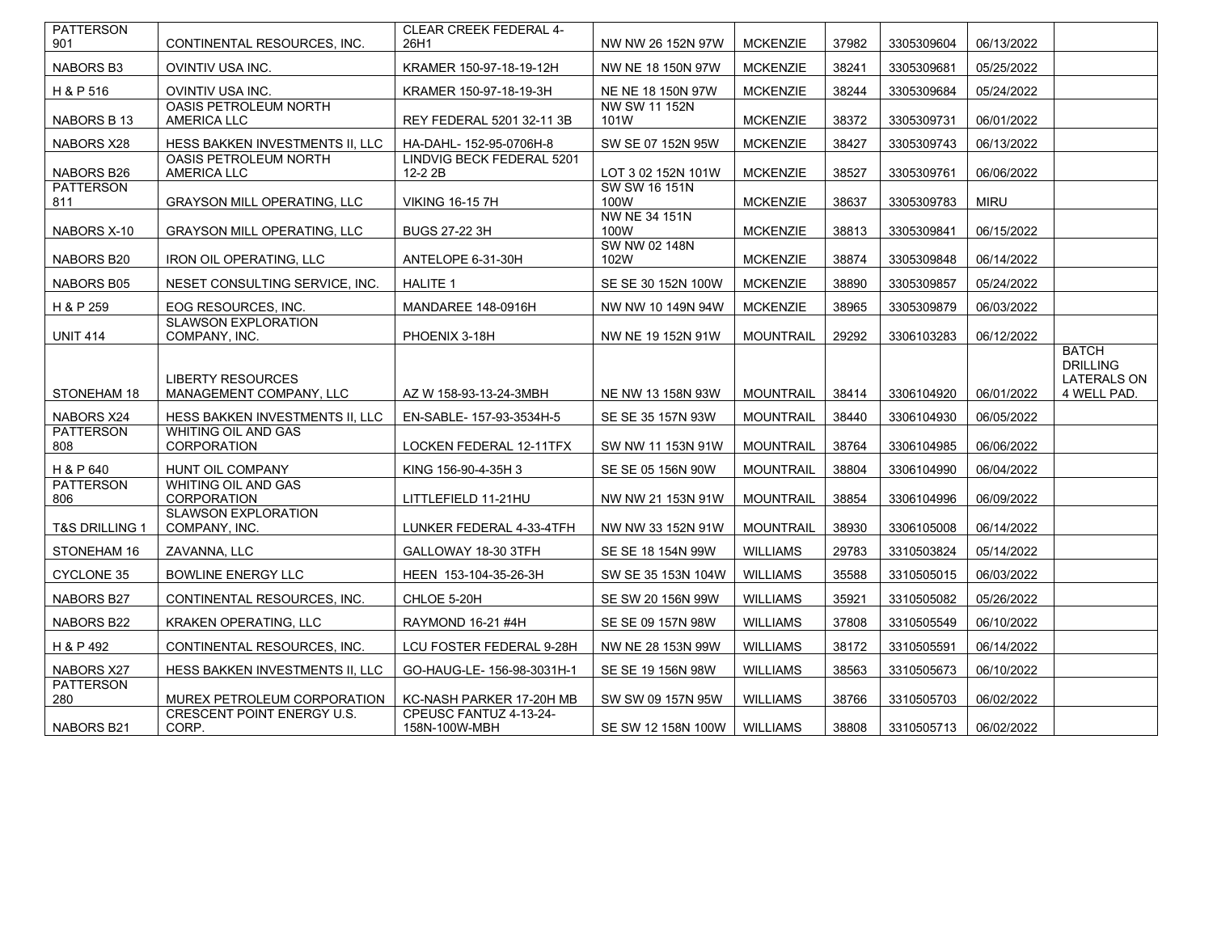| | | | | | | | | |
|---|---|---|---|---|---|---|---|---|
| PATTERSON 901 | CONTINENTAL RESOURCES, INC. | CLEAR CREEK FEDERAL 4-26H1 | NW NW 26 152N 97W | MCKENZIE | 37982 | 3305309604 | 06/13/2022 | |
| NABORS B3 | OVINTIV USA INC. | KRAMER 150-97-18-19-12H | NW NE 18 150N 97W | MCKENZIE | 38241 | 3305309681 | 05/25/2022 | |
| H & P 516 | OVINTIV USA INC. | KRAMER 150-97-18-19-3H | NE NE 18 150N 97W | MCKENZIE | 38244 | 3305309684 | 05/24/2022 | |
| NABORS B 13 | OASIS PETROLEUM NORTH AMERICA LLC | REY FEDERAL 5201 32-11 3B | NW SW 11 152N 101W | MCKENZIE | 38372 | 3305309731 | 06/01/2022 | |
| NABORS X28 | HESS BAKKEN INVESTMENTS II, LLC | HA-DAHL- 152-95-0706H-8 | SW SE 07 152N 95W | MCKENZIE | 38427 | 3305309743 | 06/13/2022 | |
| NABORS B26 | OASIS PETROLEUM NORTH AMERICA LLC | LINDVIG BECK FEDERAL 5201 12-2 2B | LOT 3 02 152N 101W | MCKENZIE | 38527 | 3305309761 | 06/06/2022 | |
| PATTERSON 811 | GRAYSON MILL OPERATING, LLC | VIKING 16-15 7H | SW SW 16 151N 100W | MCKENZIE | 38637 | 3305309783 | MIRU | |
| NABORS X-10 | GRAYSON MILL OPERATING, LLC | BUGS 27-22 3H | NW NE 34 151N 100W | MCKENZIE | 38813 | 3305309841 | 06/15/2022 | |
| NABORS B20 | IRON OIL OPERATING, LLC | ANTELOPE 6-31-30H | SW NW 02 148N 102W | MCKENZIE | 38874 | 3305309848 | 06/14/2022 | |
| NABORS B05 | NESET CONSULTING SERVICE, INC. | HALITE 1 | SE SE 30 152N 100W | MCKENZIE | 38890 | 3305309857 | 05/24/2022 | |
| H & P 259 | EOG RESOURCES, INC. | MANDAREE 148-0916H | NW NW 10 149N 94W | MCKENZIE | 38965 | 3305309879 | 06/03/2022 | |
| UNIT 414 | SLAWSON EXPLORATION COMPANY, INC. | PHOENIX 3-18H | NW NE 19 152N 91W | MOUNTRAIL | 29292 | 3306103283 | 06/12/2022 | |
| STONEHAM 18 | LIBERTY RESOURCES MANAGEMENT COMPANY, LLC | AZ W 158-93-13-24-3MBH | NE NW 13 158N 93W | MOUNTRAIL | 38414 | 3306104920 | 06/01/2022 | BATCH DRILLING LATERALS ON 4 WELL PAD. |
| NABORS X24 | HESS BAKKEN INVESTMENTS II, LLC | EN-SABLE- 157-93-3534H-5 | SE SE 35 157N 93W | MOUNTRAIL | 38440 | 3306104930 | 06/05/2022 | |
| PATTERSON 808 | WHITING OIL AND GAS CORPORATION | LOCKEN FEDERAL 12-11TFX | SW NW 11 153N 91W | MOUNTRAIL | 38764 | 3306104985 | 06/06/2022 | |
| H & P 640 | HUNT OIL COMPANY | KING 156-90-4-35H 3 | SE SE 05 156N 90W | MOUNTRAIL | 38804 | 3306104990 | 06/04/2022 | |
| PATTERSON 806 | WHITING OIL AND GAS CORPORATION | LITTLEFIELD 11-21HU | NW NW 21 153N 91W | MOUNTRAIL | 38854 | 3306104996 | 06/09/2022 | |
| T&S DRILLING 1 | SLAWSON EXPLORATION COMPANY, INC. | LUNKER FEDERAL 4-33-4TFH | NW NW 33 152N 91W | MOUNTRAIL | 38930 | 3306105008 | 06/14/2022 | |
| STONEHAM 16 | ZAVANNA, LLC | GALLOWAY 18-30 3TFH | SE SE 18 154N 99W | WILLIAMS | 29783 | 3310503824 | 05/14/2022 | |
| CYCLONE 35 | BOWLINE ENERGY LLC | HEEN 153-104-35-26-3H | SW SE 35 153N 104W | WILLIAMS | 35588 | 3310505015 | 06/03/2022 | |
| NABORS B27 | CONTINENTAL RESOURCES, INC. | CHLOE 5-20H | SE SW 20 156N 99W | WILLIAMS | 35921 | 3310505082 | 05/26/2022 | |
| NABORS B22 | KRAKEN OPERATING, LLC | RAYMOND 16-21 #4H | SE SE 09 157N 98W | WILLIAMS | 37808 | 3310505549 | 06/10/2022 | |
| H & P 492 | CONTINENTAL RESOURCES, INC. | LCU FOSTER FEDERAL 9-28H | NW NE 28 153N 99W | WILLIAMS | 38172 | 3310505591 | 06/14/2022 | |
| NABORS X27 | HESS BAKKEN INVESTMENTS II, LLC | GO-HAUG-LE- 156-98-3031H-1 | SE SE 19 156N 98W | WILLIAMS | 38563 | 3310505673 | 06/10/2022 | |
| PATTERSON 280 | MUREX PETROLEUM CORPORATION | KC-NASH PARKER 17-20H MB | SW SW 09 157N 95W | WILLIAMS | 38766 | 3310505703 | 06/02/2022 | |
| NABORS B21 | CRESCENT POINT ENERGY U.S. CORP. | CPEUSC FANTUZ 4-13-24-158N-100W-MBH | SE SW 12 158N 100W | WILLIAMS | 38808 | 3310505713 | 06/02/2022 | |